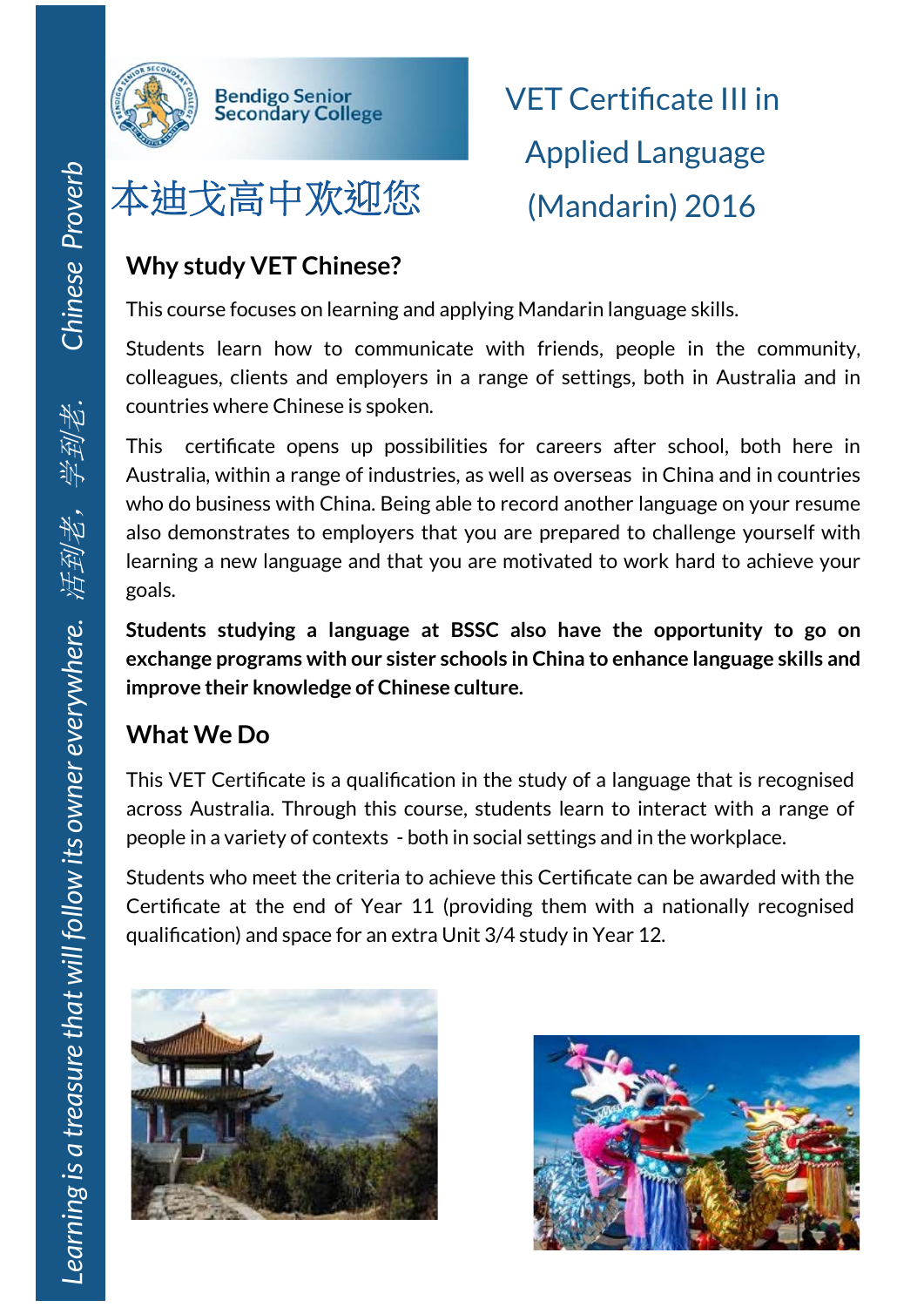*Learning is a treasure that will follow its owner everywhere. 活到老，学到老. Chinese Proverb*

Bendigo Senior Secondary College

本迪戈高中欢迎您

# VET Certificate III in Applied Language (Mandarin) 2016

## Why study VET Chinese?

This course focuses on learning and applying Mandarin language skills.

Students learn how to communicate with friends, people in the community, colleagues, clients and employers in a range of settings, both in Australia and in countries where Chinese is spoken.

This certificate opens up possibilities for careers after school, both here in Australia, within a range of industries, as well as overseas in China and in countries who do business with China. Being able to record another language on your resume also demonstrates to employers that you are prepared to challenge yourself with learning a new language and that you are motivated to work hard to achieve your goals.

**Students studying a language at BSSC also have the opportunity to go on exchange programs with our sister schools in China to enhance language skills and improve their knowledge of Chinese culture.**

## What We Do

This VET Certificate is a qualification in the study of a language that is recognised across Australia. Through this course, students learn to interact with a range of people in a variety of contexts - both in social settings and in the workplace.

Students who meet the criteria to achieve this Certificate can be awarded with the Certificate at the end of Year 11 (providing them with a nationally recognised qualification) and space for an extra Unit 3/4 study in Year 12.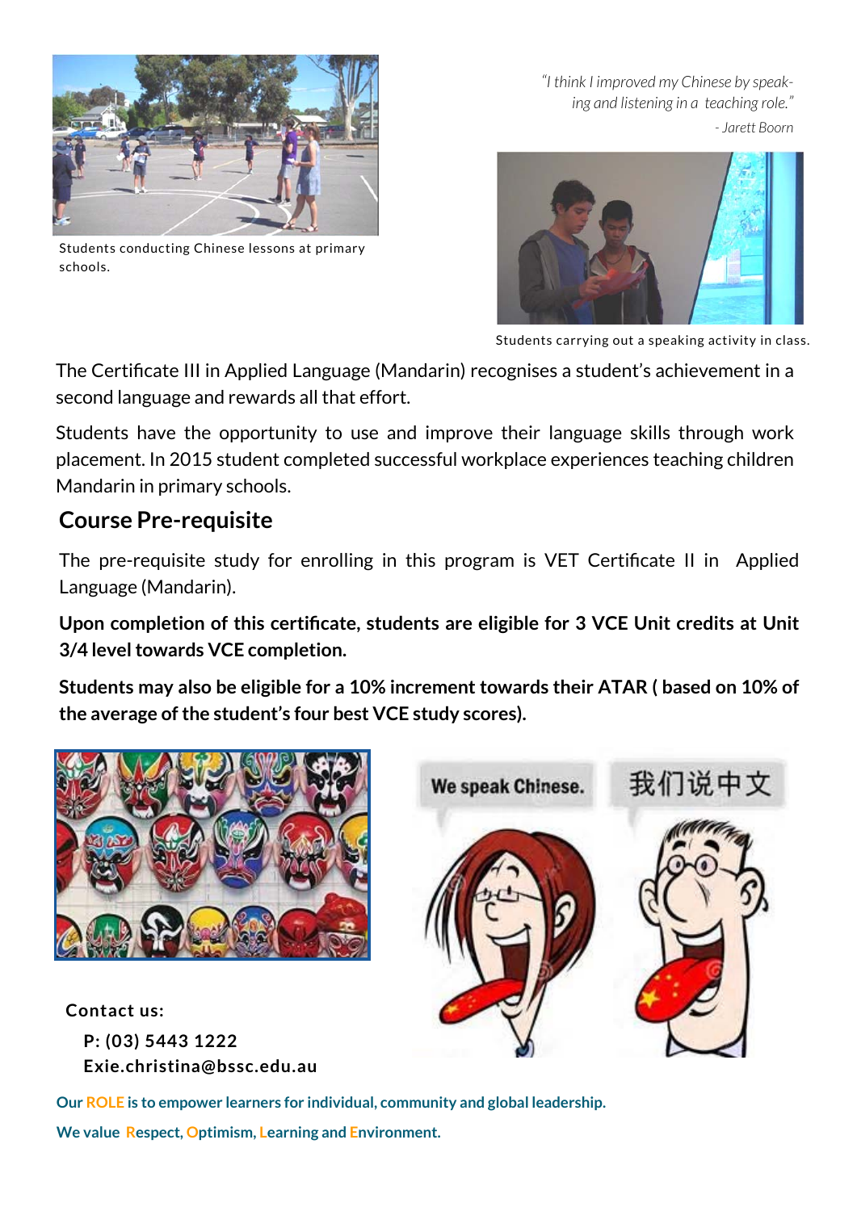Students conducting Chinese lessons at primary schools.

*"I think I improved my Chinese by speaking and listening in a teaching role."*
*- Jarett Boorn*

Students carrying out a speaking activity in class.

The Certificate III in Applied Language (Mandarin) recognises a student's achievement in a second language and rewards all that effort.

Students have the opportunity to use and improve their language skills through work placement. In 2015 student completed successful workplace experiences teaching children Mandarin in primary schools.

## Course Pre-requisite

The pre-requisite study for enrolling in this program is VET Certificate II in Applied Language (Mandarin).

**Upon completion of this certificate, students are eligible for 3 VCE Unit credits at Unit 3/4 level towards VCE completion.**

**Students may also be eligible for a 10% increment towards their ATAR ( based on 10% of the average of the student's four best VCE study scores).**

**Contact us:**

**P: (03) 5443 1222**
**Exie.christina@bssc.edu.au**

**Our ROLE is to empower learners for individual, community and global leadership.**

**We value Respect, Optimism, Learning and Environment.**